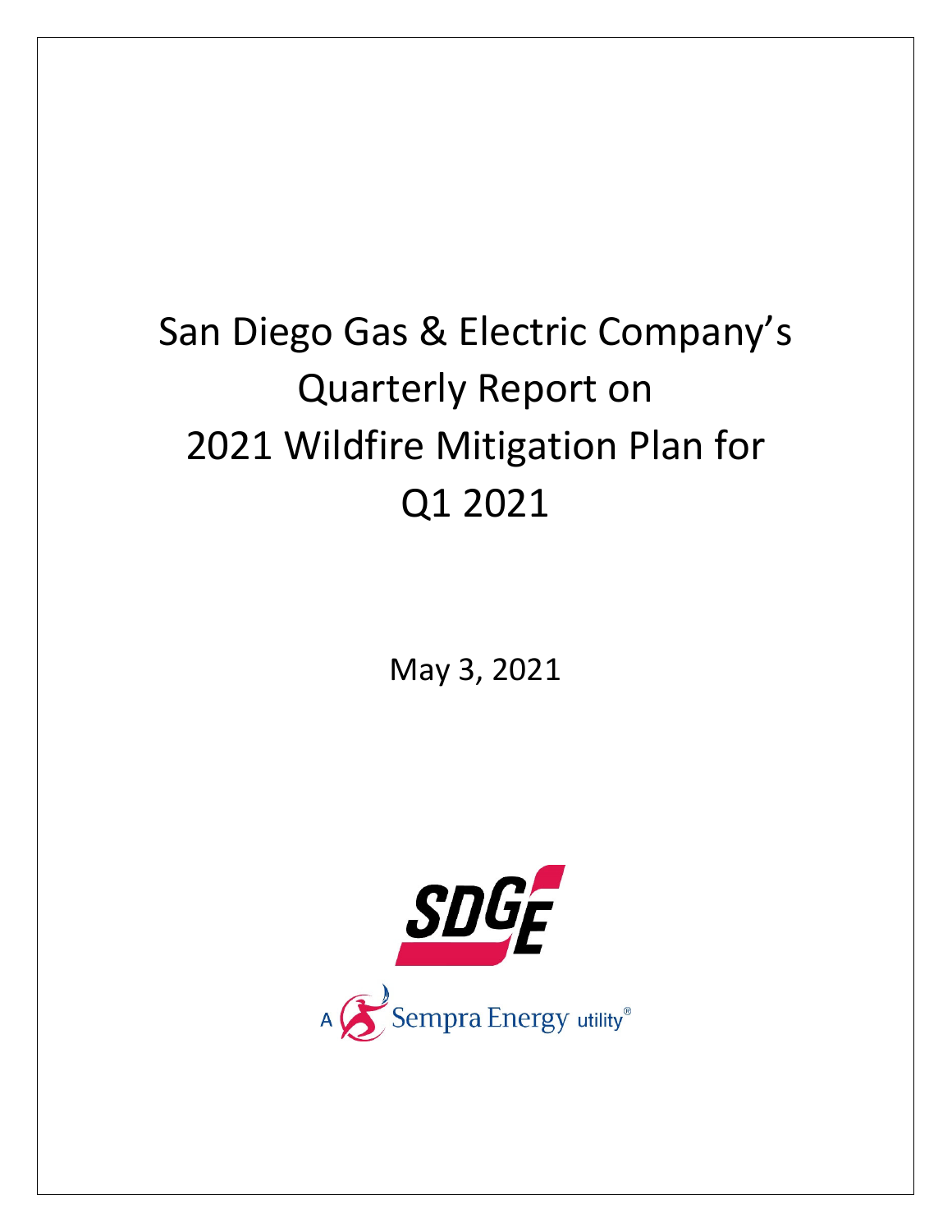# San Diego Gas & Electric Company's Quarterly Report on 2021 Wildfire Mitigation Plan for Q1 2021

May 3, 2021

SDGE

A Sempra Energy utility®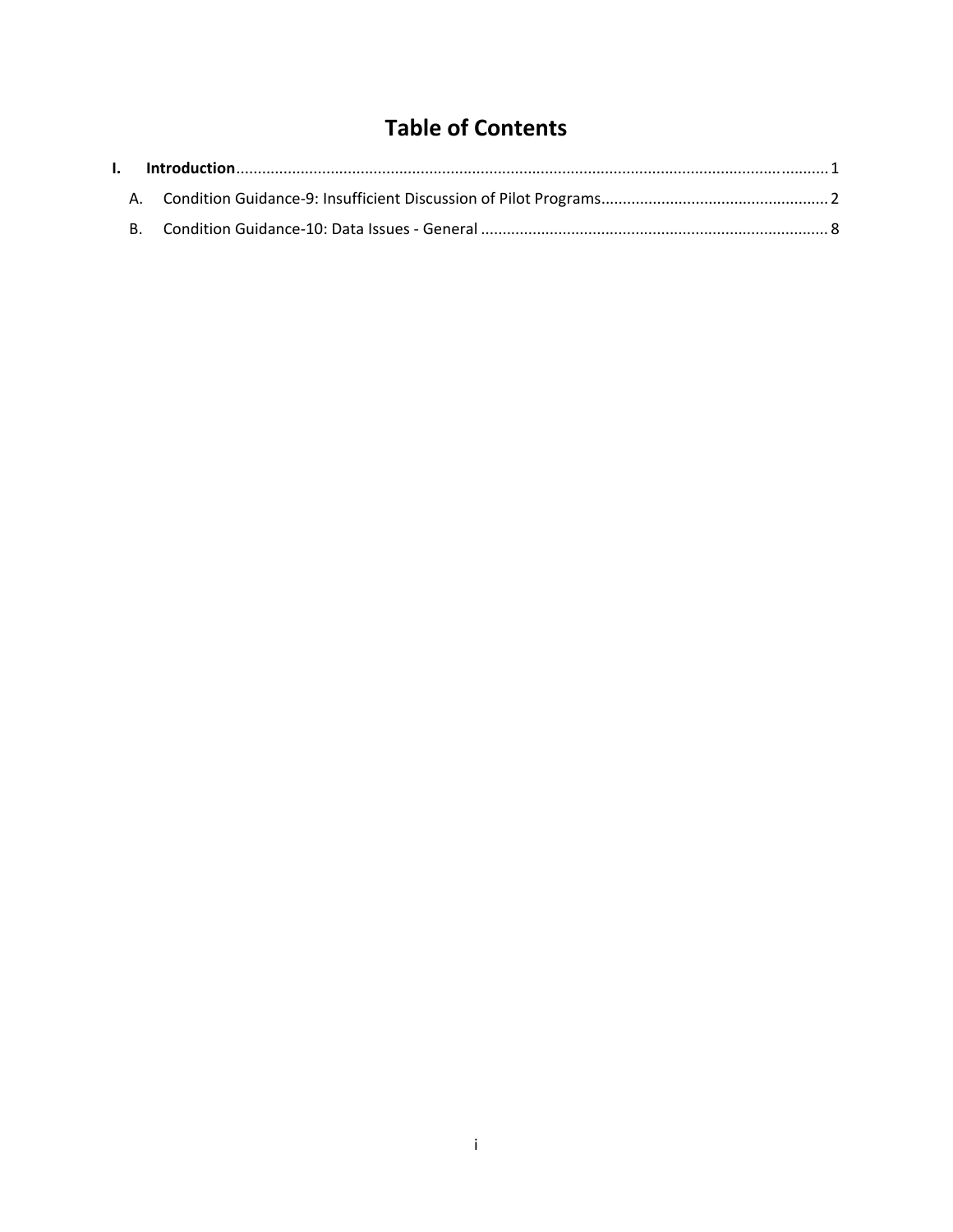# Table of Contents

**I. Introduction** ........................................................................................................ 1

A. Condition Guidance-9: Insufficient Discussion of Pilot Programs ........................................ 2

B. Condition Guidance-10: Data Issues - General ........................................................ 8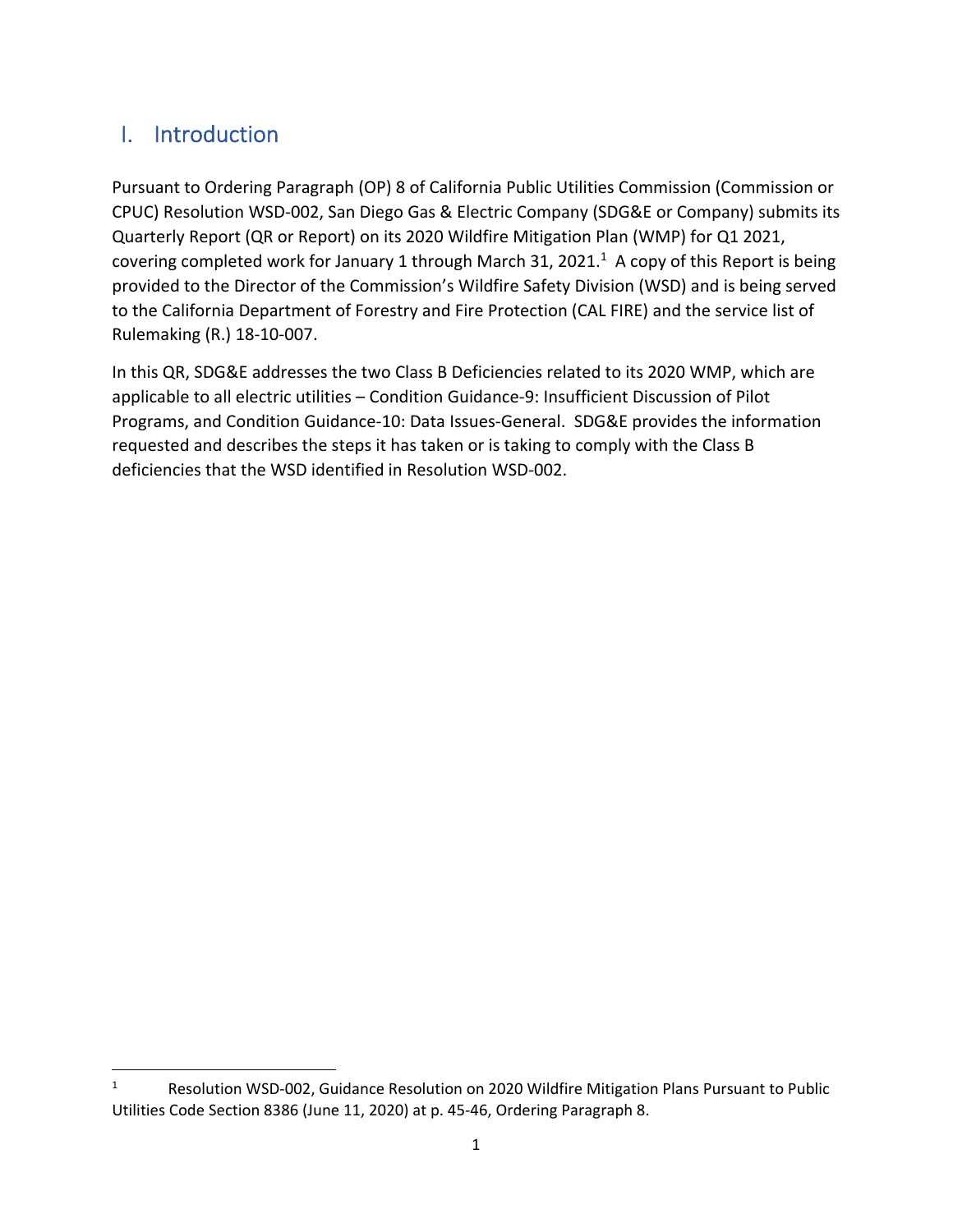## I. Introduction

Pursuant to Ordering Paragraph (OP) 8 of California Public Utilities Commission (Commission or CPUC) Resolution WSD-002, San Diego Gas & Electric Company (SDG&E or Company) submits its Quarterly Report (QR or Report) on its 2020 Wildfire Mitigation Plan (WMP) for Q1 2021, covering completed work for January 1 through March 31, 2021.[1] A copy of this Report is being provided to the Director of the Commission's Wildfire Safety Division (WSD) and is being served to the California Department of Forestry and Fire Protection (CAL FIRE) and the service list of Rulemaking (R.) 18-10-007.

In this QR, SDG&E addresses the two Class B Deficiencies related to its 2020 WMP, which are applicable to all electric utilities – Condition Guidance-9: Insufficient Discussion of Pilot Programs, and Condition Guidance-10: Data Issues-General. SDG&E provides the information requested and describes the steps it has taken or is taking to comply with the Class B deficiencies that the WSD identified in Resolution WSD-002.

---

[1] Resolution WSD-002, Guidance Resolution on 2020 Wildfire Mitigation Plans Pursuant to Public Utilities Code Section 8386 (June 11, 2020) at p. 45-46, Ordering Paragraph 8.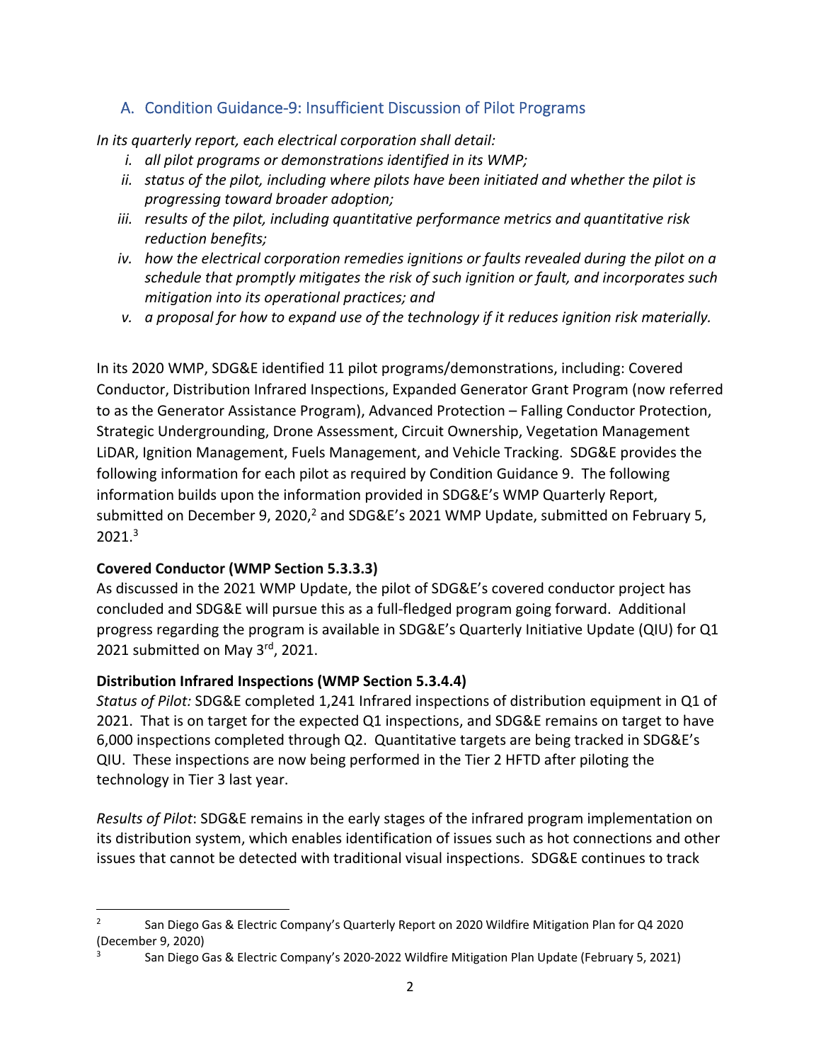## A. Condition Guidance-9: Insufficient Discussion of Pilot Programs

*In its quarterly report, each electrical corporation shall detail:*

- *i. all pilot programs or demonstrations identified in its WMP;*
- *ii. status of the pilot, including where pilots have been initiated and whether the pilot is progressing toward broader adoption;*
- *iii. results of the pilot, including quantitative performance metrics and quantitative risk reduction benefits;*
- *iv. how the electrical corporation remedies ignitions or faults revealed during the pilot on a schedule that promptly mitigates the risk of such ignition or fault, and incorporates such mitigation into its operational practices; and*
- *v. a proposal for how to expand use of the technology if it reduces ignition risk materially.*

In its 2020 WMP, SDG&E identified 11 pilot programs/demonstrations, including: Covered Conductor, Distribution Infrared Inspections, Expanded Generator Grant Program (now referred to as the Generator Assistance Program), Advanced Protection – Falling Conductor Protection, Strategic Undergrounding, Drone Assessment, Circuit Ownership, Vegetation Management LiDAR, Ignition Management, Fuels Management, and Vehicle Tracking. SDG&E provides the following information for each pilot as required by Condition Guidance 9. The following information builds upon the information provided in SDG&E's WMP Quarterly Report, submitted on December 9, 2020,[2] and SDG&E's 2021 WMP Update, submitted on February 5, 2021.[3]

**Covered Conductor (WMP Section 5.3.3.3)**

As discussed in the 2021 WMP Update, the pilot of SDG&E's covered conductor project has concluded and SDG&E will pursue this as a full-fledged program going forward. Additional progress regarding the program is available in SDG&E's Quarterly Initiative Update (QIU) for Q1 2021 submitted on May 3rd, 2021.

**Distribution Infrared Inspections (WMP Section 5.3.4.4)**

*Status of Pilot:* SDG&E completed 1,241 Infrared inspections of distribution equipment in Q1 of 2021. That is on target for the expected Q1 inspections, and SDG&E remains on target to have 6,000 inspections completed through Q2. Quantitative targets are being tracked in SDG&E's QIU. These inspections are now being performed in the Tier 2 HFTD after piloting the technology in Tier 3 last year.

*Results of Pilot*: SDG&E remains in the early stages of the infrared program implementation on its distribution system, which enables identification of issues such as hot connections and other issues that cannot be detected with traditional visual inspections. SDG&E continues to track

[2] San Diego Gas & Electric Company's Quarterly Report on 2020 Wildfire Mitigation Plan for Q4 2020 (December 9, 2020)

[3] San Diego Gas & Electric Company's 2020-2022 Wildfire Mitigation Plan Update (February 5, 2021)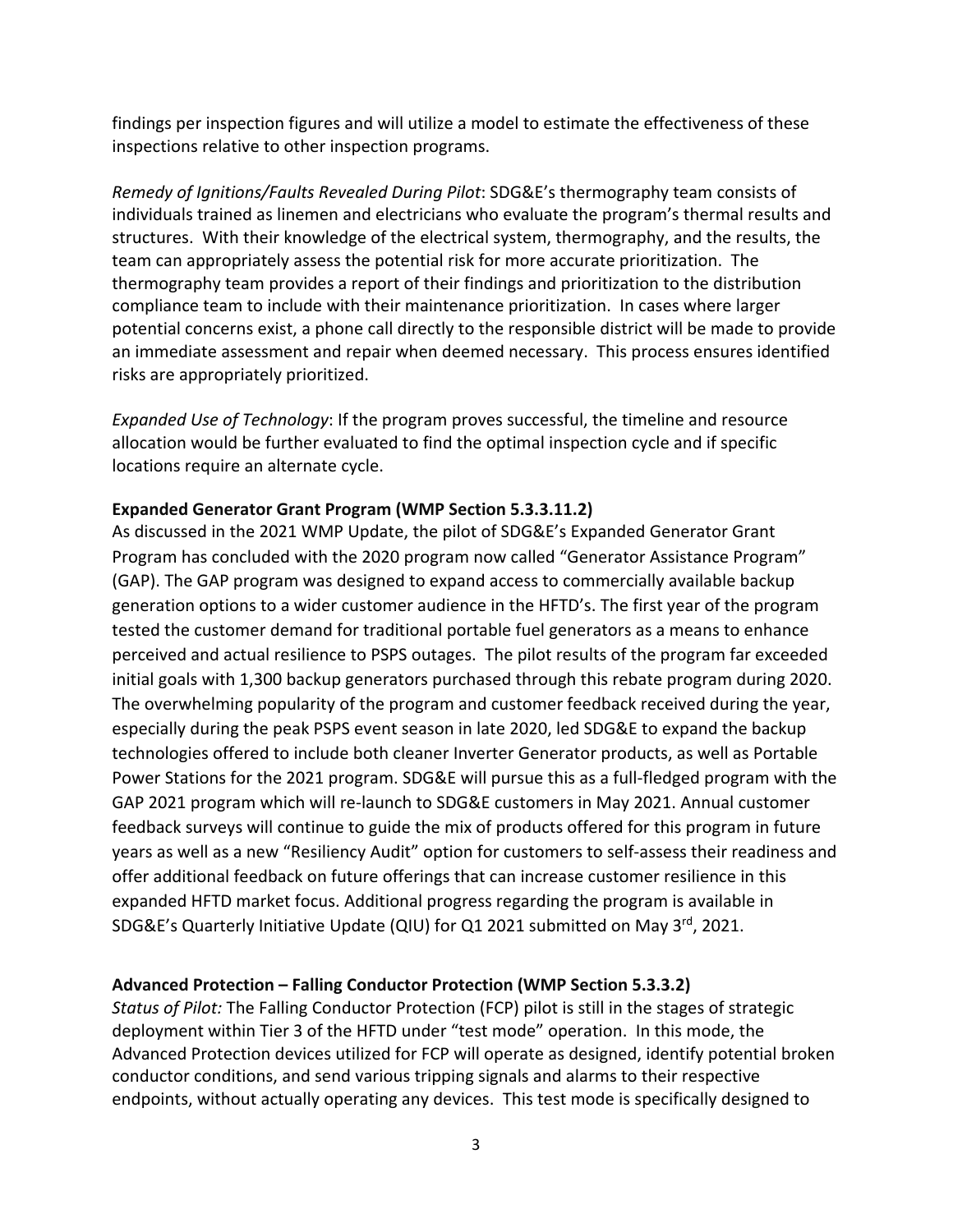findings per inspection figures and will utilize a model to estimate the effectiveness of these inspections relative to other inspection programs.

*Remedy of Ignitions/Faults Revealed During Pilot*: SDG&E's thermography team consists of individuals trained as linemen and electricians who evaluate the program's thermal results and structures. With their knowledge of the electrical system, thermography, and the results, the team can appropriately assess the potential risk for more accurate prioritization. The thermography team provides a report of their findings and prioritization to the distribution compliance team to include with their maintenance prioritization. In cases where larger potential concerns exist, a phone call directly to the responsible district will be made to provide an immediate assessment and repair when deemed necessary. This process ensures identified risks are appropriately prioritized.

*Expanded Use of Technology*: If the program proves successful, the timeline and resource allocation would be further evaluated to find the optimal inspection cycle and if specific locations require an alternate cycle.

**Expanded Generator Grant Program (WMP Section 5.3.3.11.2)**

As discussed in the 2021 WMP Update, the pilot of SDG&E's Expanded Generator Grant Program has concluded with the 2020 program now called "Generator Assistance Program" (GAP). The GAP program was designed to expand access to commercially available backup generation options to a wider customer audience in the HFTD's. The first year of the program tested the customer demand for traditional portable fuel generators as a means to enhance perceived and actual resilience to PSPS outages. The pilot results of the program far exceeded initial goals with 1,300 backup generators purchased through this rebate program during 2020. The overwhelming popularity of the program and customer feedback received during the year, especially during the peak PSPS event season in late 2020, led SDG&E to expand the backup technologies offered to include both cleaner Inverter Generator products, as well as Portable Power Stations for the 2021 program. SDG&E will pursue this as a full-fledged program with the GAP 2021 program which will re-launch to SDG&E customers in May 2021. Annual customer feedback surveys will continue to guide the mix of products offered for this program in future years as well as a new "Resiliency Audit" option for customers to self-assess their readiness and offer additional feedback on future offerings that can increase customer resilience in this expanded HFTD market focus. Additional progress regarding the program is available in SDG&E's Quarterly Initiative Update (QIU) for Q1 2021 submitted on May 3rd, 2021.

**Advanced Protection – Falling Conductor Protection (WMP Section 5.3.3.2)**

*Status of Pilot:* The Falling Conductor Protection (FCP) pilot is still in the stages of strategic deployment within Tier 3 of the HFTD under "test mode" operation. In this mode, the Advanced Protection devices utilized for FCP will operate as designed, identify potential broken conductor conditions, and send various tripping signals and alarms to their respective endpoints, without actually operating any devices. This test mode is specifically designed to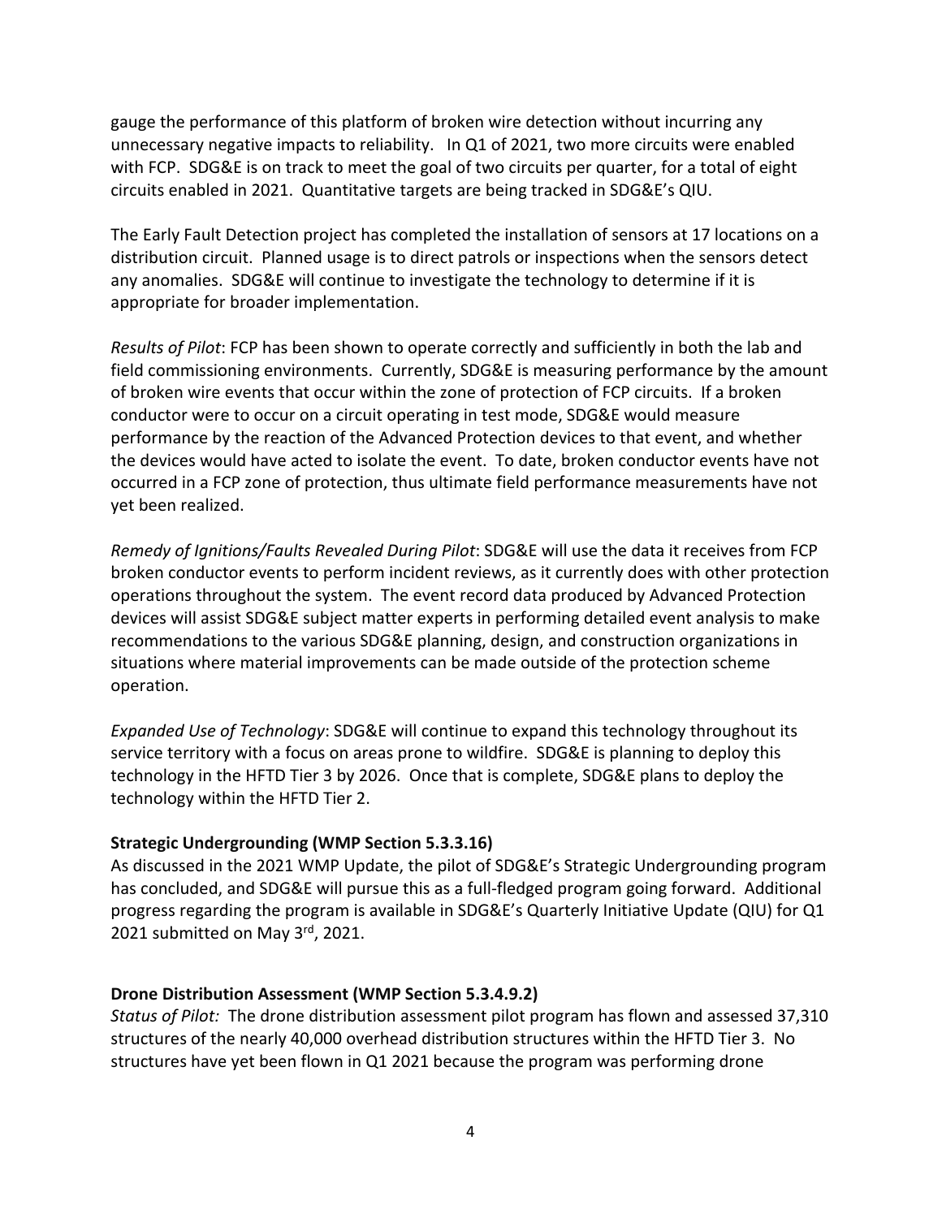gauge the performance of this platform of broken wire detection without incurring any unnecessary negative impacts to reliability. In Q1 of 2021, two more circuits were enabled with FCP. SDG&E is on track to meet the goal of two circuits per quarter, for a total of eight circuits enabled in 2021. Quantitative targets are being tracked in SDG&E's QIU.

The Early Fault Detection project has completed the installation of sensors at 17 locations on a distribution circuit. Planned usage is to direct patrols or inspections when the sensors detect any anomalies. SDG&E will continue to investigate the technology to determine if it is appropriate for broader implementation.

*Results of Pilot*: FCP has been shown to operate correctly and sufficiently in both the lab and field commissioning environments. Currently, SDG&E is measuring performance by the amount of broken wire events that occur within the zone of protection of FCP circuits. If a broken conductor were to occur on a circuit operating in test mode, SDG&E would measure performance by the reaction of the Advanced Protection devices to that event, and whether the devices would have acted to isolate the event. To date, broken conductor events have not occurred in a FCP zone of protection, thus ultimate field performance measurements have not yet been realized.

*Remedy of Ignitions/Faults Revealed During Pilot*: SDG&E will use the data it receives from FCP broken conductor events to perform incident reviews, as it currently does with other protection operations throughout the system. The event record data produced by Advanced Protection devices will assist SDG&E subject matter experts in performing detailed event analysis to make recommendations to the various SDG&E planning, design, and construction organizations in situations where material improvements can be made outside of the protection scheme operation.

*Expanded Use of Technology*: SDG&E will continue to expand this technology throughout its service territory with a focus on areas prone to wildfire. SDG&E is planning to deploy this technology in the HFTD Tier 3 by 2026. Once that is complete, SDG&E plans to deploy the technology within the HFTD Tier 2.

**Strategic Undergrounding (WMP Section 5.3.3.16)**

As discussed in the 2021 WMP Update, the pilot of SDG&E's Strategic Undergrounding program has concluded, and SDG&E will pursue this as a full-fledged program going forward. Additional progress regarding the program is available in SDG&E's Quarterly Initiative Update (QIU) for Q1 2021 submitted on May 3rd, 2021.

**Drone Distribution Assessment (WMP Section 5.3.4.9.2)**

*Status of Pilot:* The drone distribution assessment pilot program has flown and assessed 37,310 structures of the nearly 40,000 overhead distribution structures within the HFTD Tier 3. No structures have yet been flown in Q1 2021 because the program was performing drone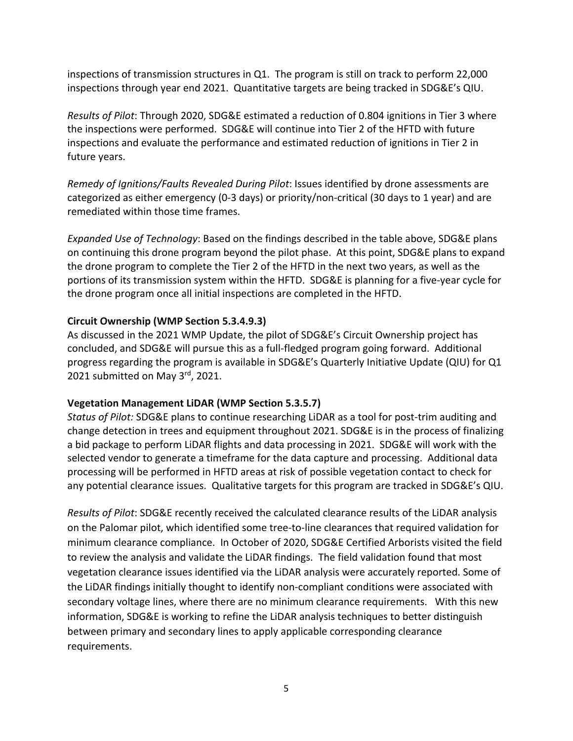inspections of transmission structures in Q1. The program is still on track to perform 22,000 inspections through year end 2021. Quantitative targets are being tracked in SDG&E's QIU.

*Results of Pilot*: Through 2020, SDG&E estimated a reduction of 0.804 ignitions in Tier 3 where the inspections were performed. SDG&E will continue into Tier 2 of the HFTD with future inspections and evaluate the performance and estimated reduction of ignitions in Tier 2 in future years.

*Remedy of Ignitions/Faults Revealed During Pilot*: Issues identified by drone assessments are categorized as either emergency (0-3 days) or priority/non-critical (30 days to 1 year) and are remediated within those time frames.

*Expanded Use of Technology*: Based on the findings described in the table above, SDG&E plans on continuing this drone program beyond the pilot phase. At this point, SDG&E plans to expand the drone program to complete the Tier 2 of the HFTD in the next two years, as well as the portions of its transmission system within the HFTD. SDG&E is planning for a five-year cycle for the drone program once all initial inspections are completed in the HFTD.

**Circuit Ownership (WMP Section 5.3.4.9.3)**

As discussed in the 2021 WMP Update, the pilot of SDG&E's Circuit Ownership project has concluded, and SDG&E will pursue this as a full-fledged program going forward. Additional progress regarding the program is available in SDG&E's Quarterly Initiative Update (QIU) for Q1 2021 submitted on May 3rd, 2021.

**Vegetation Management LiDAR (WMP Section 5.3.5.7)**

*Status of Pilot:* SDG&E plans to continue researching LiDAR as a tool for post-trim auditing and change detection in trees and equipment throughout 2021. SDG&E is in the process of finalizing a bid package to perform LiDAR flights and data processing in 2021. SDG&E will work with the selected vendor to generate a timeframe for the data capture and processing. Additional data processing will be performed in HFTD areas at risk of possible vegetation contact to check for any potential clearance issues. Qualitative targets for this program are tracked in SDG&E's QIU.

*Results of Pilot*: SDG&E recently received the calculated clearance results of the LiDAR analysis on the Palomar pilot, which identified some tree-to-line clearances that required validation for minimum clearance compliance. In October of 2020, SDG&E Certified Arborists visited the field to review the analysis and validate the LiDAR findings. The field validation found that most vegetation clearance issues identified via the LiDAR analysis were accurately reported. Some of the LiDAR findings initially thought to identify non-compliant conditions were associated with secondary voltage lines, where there are no minimum clearance requirements. With this new information, SDG&E is working to refine the LiDAR analysis techniques to better distinguish between primary and secondary lines to apply applicable corresponding clearance requirements.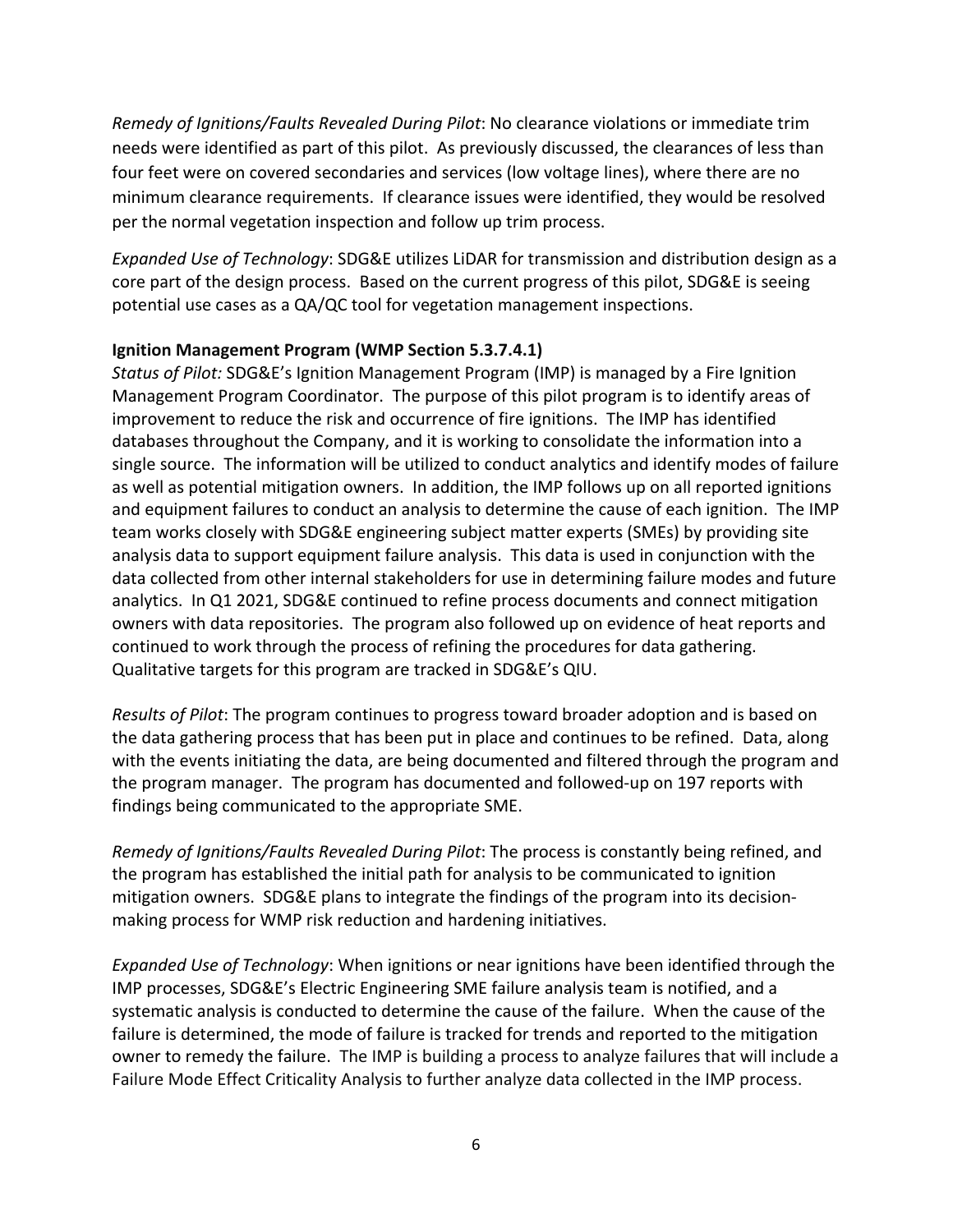*Remedy of Ignitions/Faults Revealed During Pilot*: No clearance violations or immediate trim needs were identified as part of this pilot. As previously discussed, the clearances of less than four feet were on covered secondaries and services (low voltage lines), where there are no minimum clearance requirements. If clearance issues were identified, they would be resolved per the normal vegetation inspection and follow up trim process.

*Expanded Use of Technology*: SDG&E utilizes LiDAR for transmission and distribution design as a core part of the design process. Based on the current progress of this pilot, SDG&E is seeing potential use cases as a QA/QC tool for vegetation management inspections.

**Ignition Management Program (WMP Section 5.3.7.4.1)**

*Status of Pilot:* SDG&E's Ignition Management Program (IMP) is managed by a Fire Ignition Management Program Coordinator. The purpose of this pilot program is to identify areas of improvement to reduce the risk and occurrence of fire ignitions. The IMP has identified databases throughout the Company, and it is working to consolidate the information into a single source. The information will be utilized to conduct analytics and identify modes of failure as well as potential mitigation owners. In addition, the IMP follows up on all reported ignitions and equipment failures to conduct an analysis to determine the cause of each ignition. The IMP team works closely with SDG&E engineering subject matter experts (SMEs) by providing site analysis data to support equipment failure analysis. This data is used in conjunction with the data collected from other internal stakeholders for use in determining failure modes and future analytics. In Q1 2021, SDG&E continued to refine process documents and connect mitigation owners with data repositories. The program also followed up on evidence of heat reports and continued to work through the process of refining the procedures for data gathering. Qualitative targets for this program are tracked in SDG&E's QIU.

*Results of Pilot*: The program continues to progress toward broader adoption and is based on the data gathering process that has been put in place and continues to be refined. Data, along with the events initiating the data, are being documented and filtered through the program and the program manager. The program has documented and followed-up on 197 reports with findings being communicated to the appropriate SME.

*Remedy of Ignitions/Faults Revealed During Pilot*: The process is constantly being refined, and the program has established the initial path for analysis to be communicated to ignition mitigation owners. SDG&E plans to integrate the findings of the program into its decision-making process for WMP risk reduction and hardening initiatives.

*Expanded Use of Technology*: When ignitions or near ignitions have been identified through the IMP processes, SDG&E's Electric Engineering SME failure analysis team is notified, and a systematic analysis is conducted to determine the cause of the failure. When the cause of the failure is determined, the mode of failure is tracked for trends and reported to the mitigation owner to remedy the failure. The IMP is building a process to analyze failures that will include a Failure Mode Effect Criticality Analysis to further analyze data collected in the IMP process.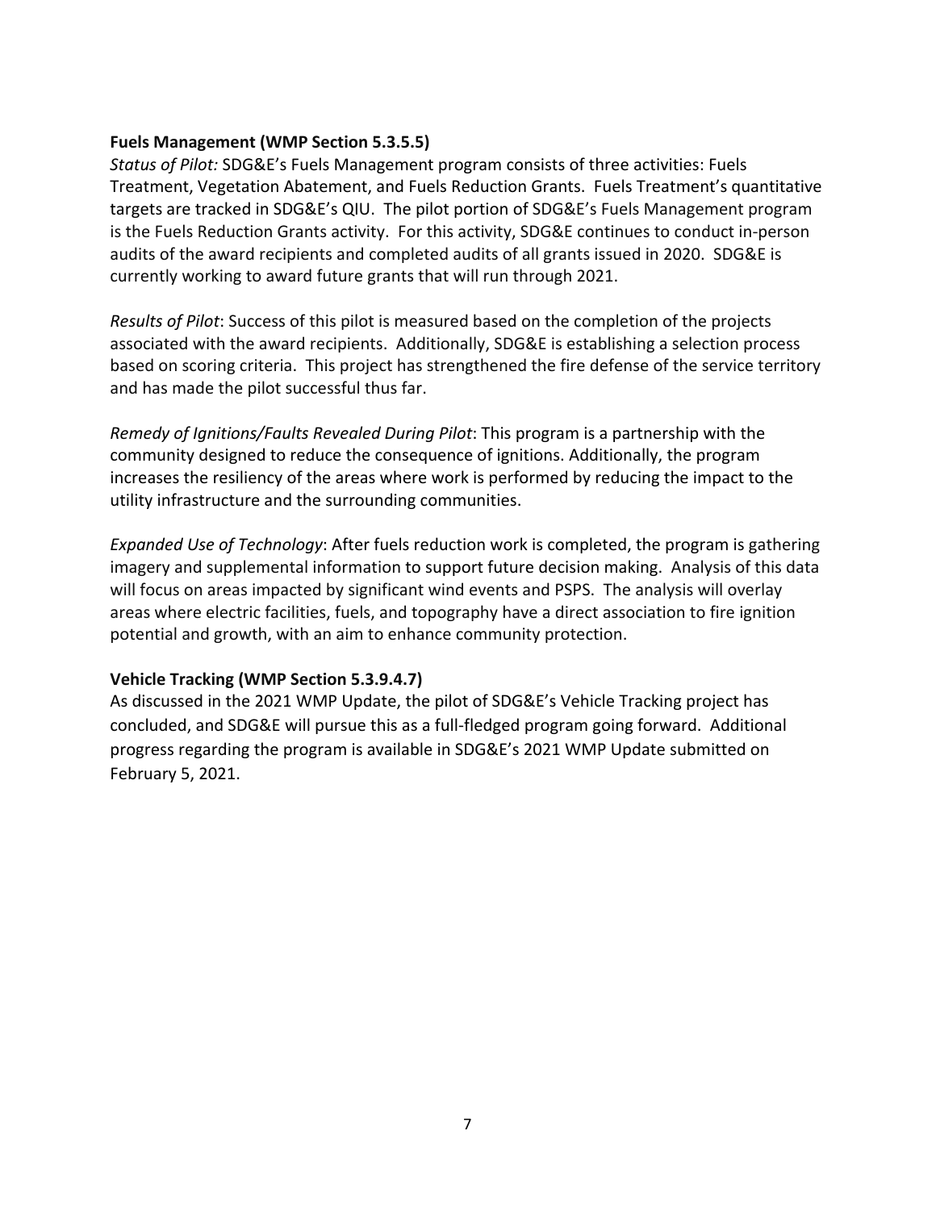**Fuels Management (WMP Section 5.3.5.5)**

*Status of Pilot:* SDG&E's Fuels Management program consists of three activities: Fuels Treatment, Vegetation Abatement, and Fuels Reduction Grants. Fuels Treatment's quantitative targets are tracked in SDG&E's QIU. The pilot portion of SDG&E's Fuels Management program is the Fuels Reduction Grants activity. For this activity, SDG&E continues to conduct in-person audits of the award recipients and completed audits of all grants issued in 2020. SDG&E is currently working to award future grants that will run through 2021.

*Results of Pilot*: Success of this pilot is measured based on the completion of the projects associated with the award recipients. Additionally, SDG&E is establishing a selection process based on scoring criteria. This project has strengthened the fire defense of the service territory and has made the pilot successful thus far.

*Remedy of Ignitions/Faults Revealed During Pilot*: This program is a partnership with the community designed to reduce the consequence of ignitions. Additionally, the program increases the resiliency of the areas where work is performed by reducing the impact to the utility infrastructure and the surrounding communities.

*Expanded Use of Technology*: After fuels reduction work is completed, the program is gathering imagery and supplemental information to support future decision making. Analysis of this data will focus on areas impacted by significant wind events and PSPS. The analysis will overlay areas where electric facilities, fuels, and topography have a direct association to fire ignition potential and growth, with an aim to enhance community protection.

**Vehicle Tracking (WMP Section 5.3.9.4.7)**

As discussed in the 2021 WMP Update, the pilot of SDG&E's Vehicle Tracking project has concluded, and SDG&E will pursue this as a full-fledged program going forward. Additional progress regarding the program is available in SDG&E's 2021 WMP Update submitted on February 5, 2021.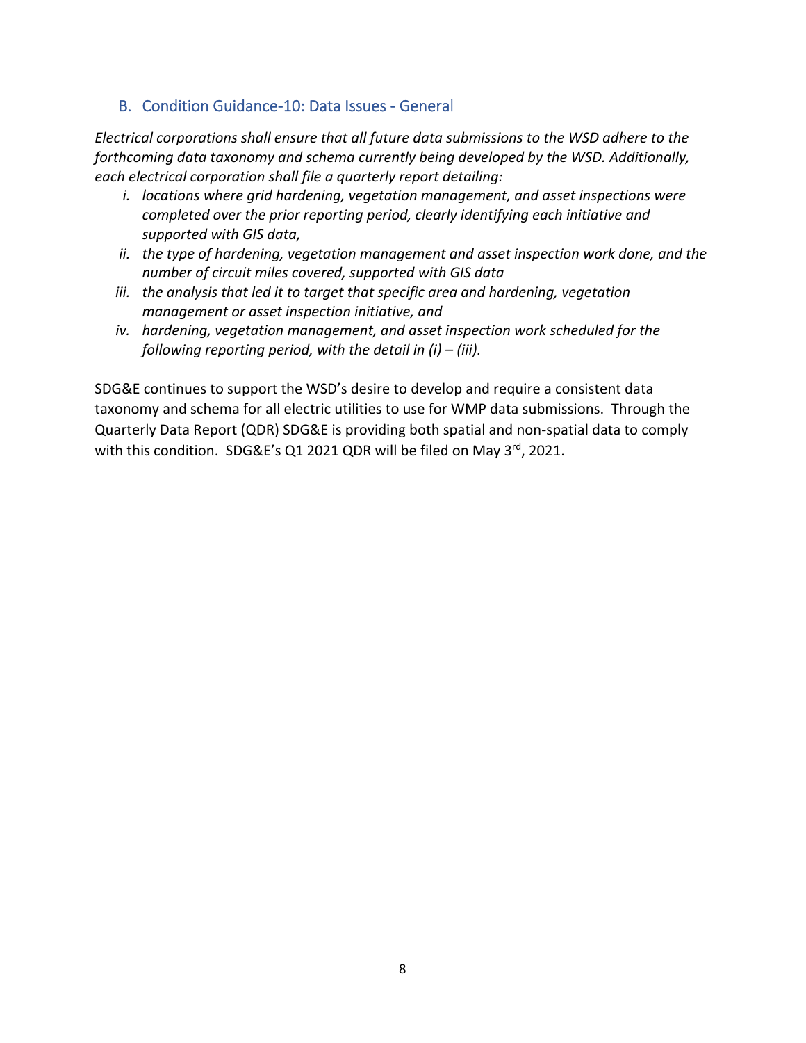## B. Condition Guidance-10: Data Issues - General

*Electrical corporations shall ensure that all future data submissions to the WSD adhere to the forthcoming data taxonomy and schema currently being developed by the WSD. Additionally, each electrical corporation shall file a quarterly report detailing:*

- *i. locations where grid hardening, vegetation management, and asset inspections were completed over the prior reporting period, clearly identifying each initiative and supported with GIS data,*
- *ii. the type of hardening, vegetation management and asset inspection work done, and the number of circuit miles covered, supported with GIS data*
- *iii. the analysis that led it to target that specific area and hardening, vegetation management or asset inspection initiative, and*
- *iv. hardening, vegetation management, and asset inspection work scheduled for the following reporting period, with the detail in (i) – (iii).*

SDG&E continues to support the WSD's desire to develop and require a consistent data taxonomy and schema for all electric utilities to use for WMP data submissions. Through the Quarterly Data Report (QDR) SDG&E is providing both spatial and non-spatial data to comply with this condition. SDG&E's Q1 2021 QDR will be filed on May 3rd, 2021.